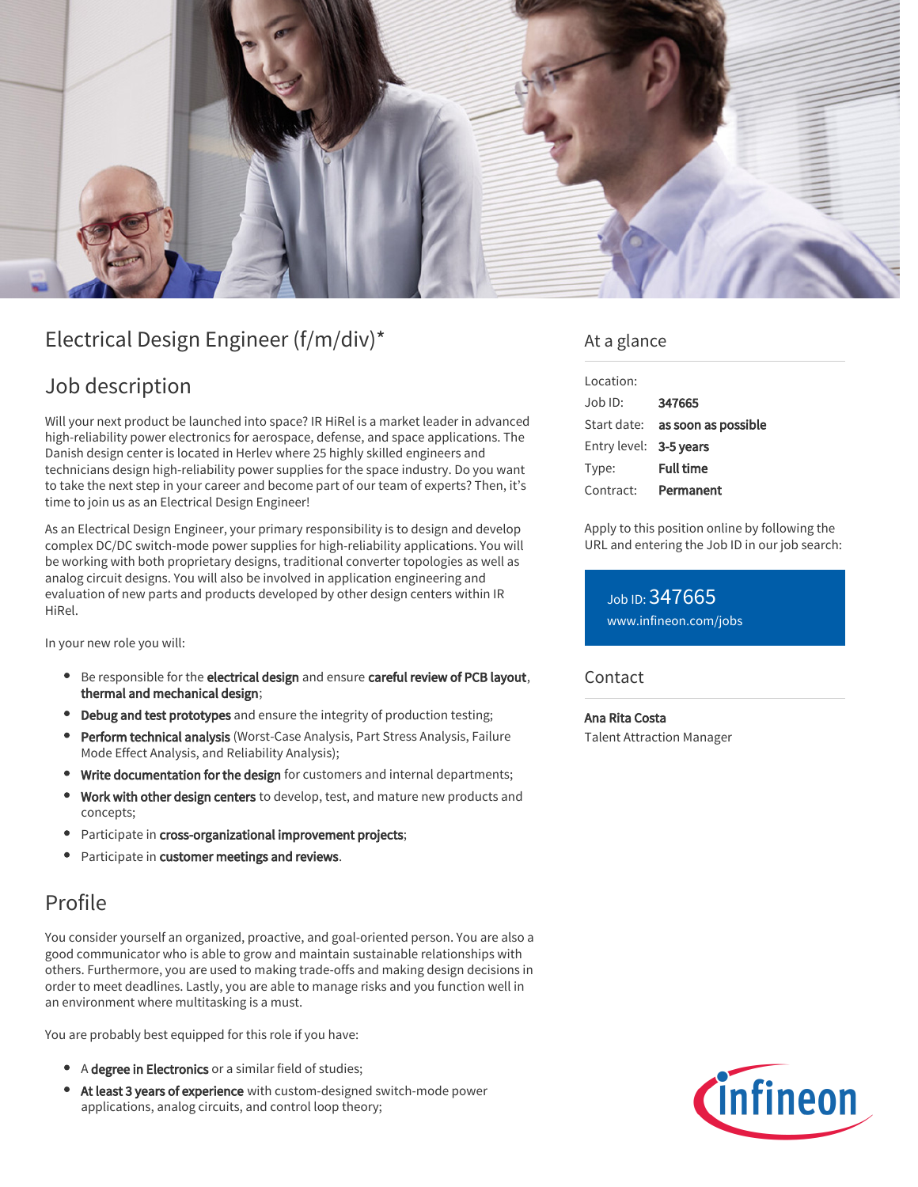# Electrical Design Engineer (f/m/div)*

## Job description

Will your next product be launched into space? IR HiRel is a market leader in advanced high-reliability power electronics for aerospace, defense, and space applications. The Danish design center is located in Herlev where 25 highly skilled engineers and technicians design high-reliability power supplies for the space industry. Do you want to take the next step in your career and become part of our team of experts? Then, it's time to join us as an Electrical Design Engineer!

As an Electrical Design Engineer, your primary responsibility is to design and develop complex DC/DC switch-mode power supplies for high-reliability applications. You will be working with both proprietary designs, traditional converter topologies as well as analog circuit designs. You will also be involved in application engineering and evaluation of new parts and products developed by other design centers within IR HiRel.

In your new role you will:

- Be responsible for the **electrical design** and ensure **careful review of PCB layout**, **thermal and mechanical design**;
- **Debug and test prototypes** and ensure the integrity of production testing;
- **Perform technical analysis** (Worst-Case Analysis, Part Stress Analysis, Failure Mode Effect Analysis, and Reliability Analysis);
- **Write documentation for the design** for customers and internal departments;
- **Work with other design centers** to develop, test, and mature new products and concepts;
- Participate in **cross-organizational improvement projects**;
- Participate in **customer meetings and reviews**.

## Profile

You consider yourself an organized, proactive, and goal-oriented person. You are also a good communicator who is able to grow and maintain sustainable relationships with others. Furthermore, you are used to making trade-offs and making design decisions in order to meet deadlines. Lastly, you are able to manage risks and you function well in an environment where multitasking is a must.

You are probably best equipped for this role if you have:

- A **degree in Electronics** or a similar field of studies;
- **At least 3 years of experience** with custom-designed switch-mode power applications, analog circuits, and control loop theory;

## At a glance

| | |
|---|---|
| Location: | |
| Job ID: | **347665** |
| Start date: | **as soon as possible** |
| Entry level: | **3-5 years** |
| Type: | **Full time** |
| Contract: | **Permanent** |

Apply to this position online by following the URL and entering the Job ID in our job search:

Job ID: 347665
www.infineon.com/jobs

## Contact

**Ana Rita Costa**
Talent Attraction Manager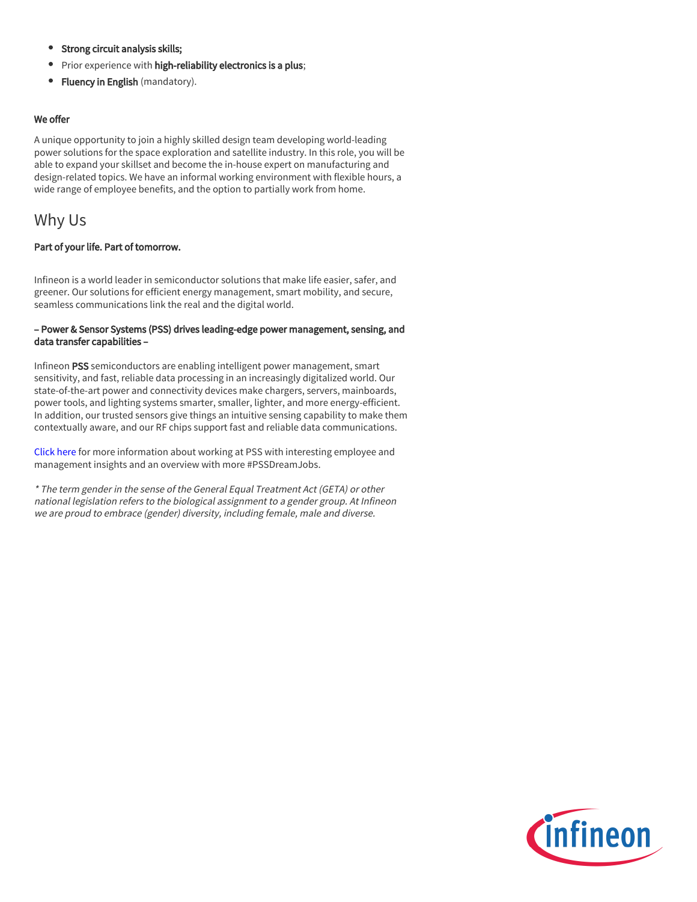- **Strong circuit analysis skills;**
- Prior experience with **high-reliability electronics is a plus**;
- **Fluency in English** (mandatory).

**We offer**

A unique opportunity to join a highly skilled design team developing world-leading power solutions for the space exploration and satellite industry. In this role, you will be able to expand your skillset and become the in-house expert on manufacturing and design-related topics. We have an informal working environment with flexible hours, a wide range of employee benefits, and the option to partially work from home.

## Why Us

**Part of your life. Part of tomorrow.**

Infineon is a world leader in semiconductor solutions that make life easier, safer, and greener. Our solutions for efficient energy management, smart mobility, and secure, seamless communications link the real and the digital world.

**– Power & Sensor Systems (PSS) drives leading-edge power management, sensing, and data transfer capabilities –**

Infineon **PSS** semiconductors are enabling intelligent power management, smart sensitivity, and fast, reliable data processing in an increasingly digitalized world. Our state-of-the-art power and connectivity devices make chargers, servers, mainboards, power tools, and lighting systems smarter, smaller, lighter, and more energy-efficient. In addition, our trusted sensors give things an intuitive sensing capability to make them contextually aware, and our RF chips support fast and reliable data communications.

Click here for more information about working at PSS with interesting employee and management insights and an overview with more #PSSDreamJobs.

*\* The term gender in the sense of the General Equal Treatment Act (GETA) or other national legislation refers to the biological assignment to a gender group. At Infineon we are proud to embrace (gender) diversity, including female, male and diverse.*